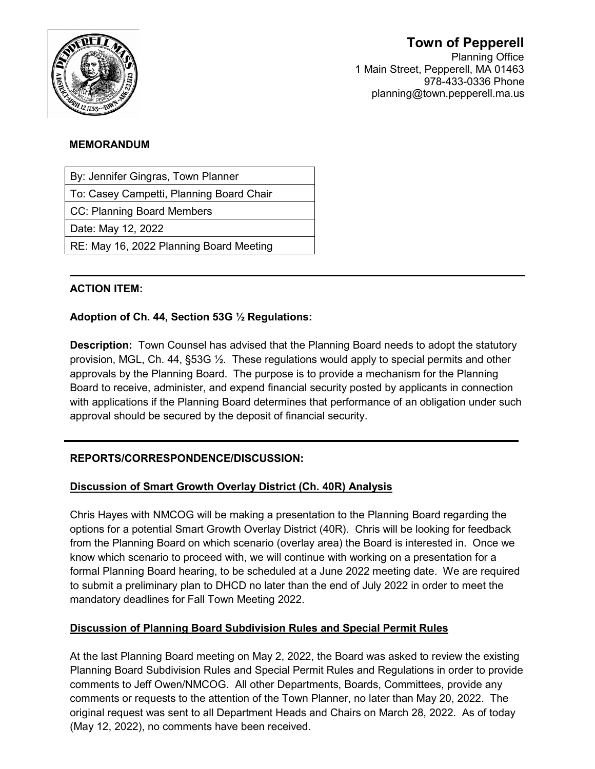**Town of Pepperell**
Planning Office
1 Main Street, Pepperell, MA 01463
978-433-0336 Phone
planning@town.pepperell.ma.us

**MEMORANDUM**

| By: Jennifer Gingras, Town Planner |
|---|
| To: Casey Campetti, Planning Board Chair |
| CC: Planning Board Members |
| Date: May 12, 2022 |
| RE: May 16, 2022 Planning Board Meeting |

---

**ACTION ITEM:**

**Adoption of Ch. 44, Section 53G ½ Regulations:**

**Description:** Town Counsel has advised that the Planning Board needs to adopt the statutory provision, MGL, Ch. 44, §53G ½. These regulations would apply to special permits and other approvals by the Planning Board. The purpose is to provide a mechanism for the Planning Board to receive, administer, and expend financial security posted by applicants in connection with applications if the Planning Board determines that performance of an obligation under such approval should be secured by the deposit of financial security.

---

**REPORTS/CORRESPONDENCE/DISCUSSION:**

**Discussion of Smart Growth Overlay District (Ch. 40R) Analysis**

Chris Hayes with NMCOG will be making a presentation to the Planning Board regarding the options for a potential Smart Growth Overlay District (40R). Chris will be looking for feedback from the Planning Board on which scenario (overlay area) the Board is interested in. Once we know which scenario to proceed with, we will continue with working on a presentation for a formal Planning Board hearing, to be scheduled at a June 2022 meeting date. We are required to submit a preliminary plan to DHCD no later than the end of July 2022 in order to meet the mandatory deadlines for Fall Town Meeting 2022.

**Discussion of Planning Board Subdivision Rules and Special Permit Rules**

At the last Planning Board meeting on May 2, 2022, the Board was asked to review the existing Planning Board Subdivision Rules and Special Permit Rules and Regulations in order to provide comments to Jeff Owen/NMCOG. All other Departments, Boards, Committees, provide any comments or requests to the attention of the Town Planner, no later than May 20, 2022. The original request was sent to all Department Heads and Chairs on March 28, 2022. As of today (May 12, 2022), no comments have been received.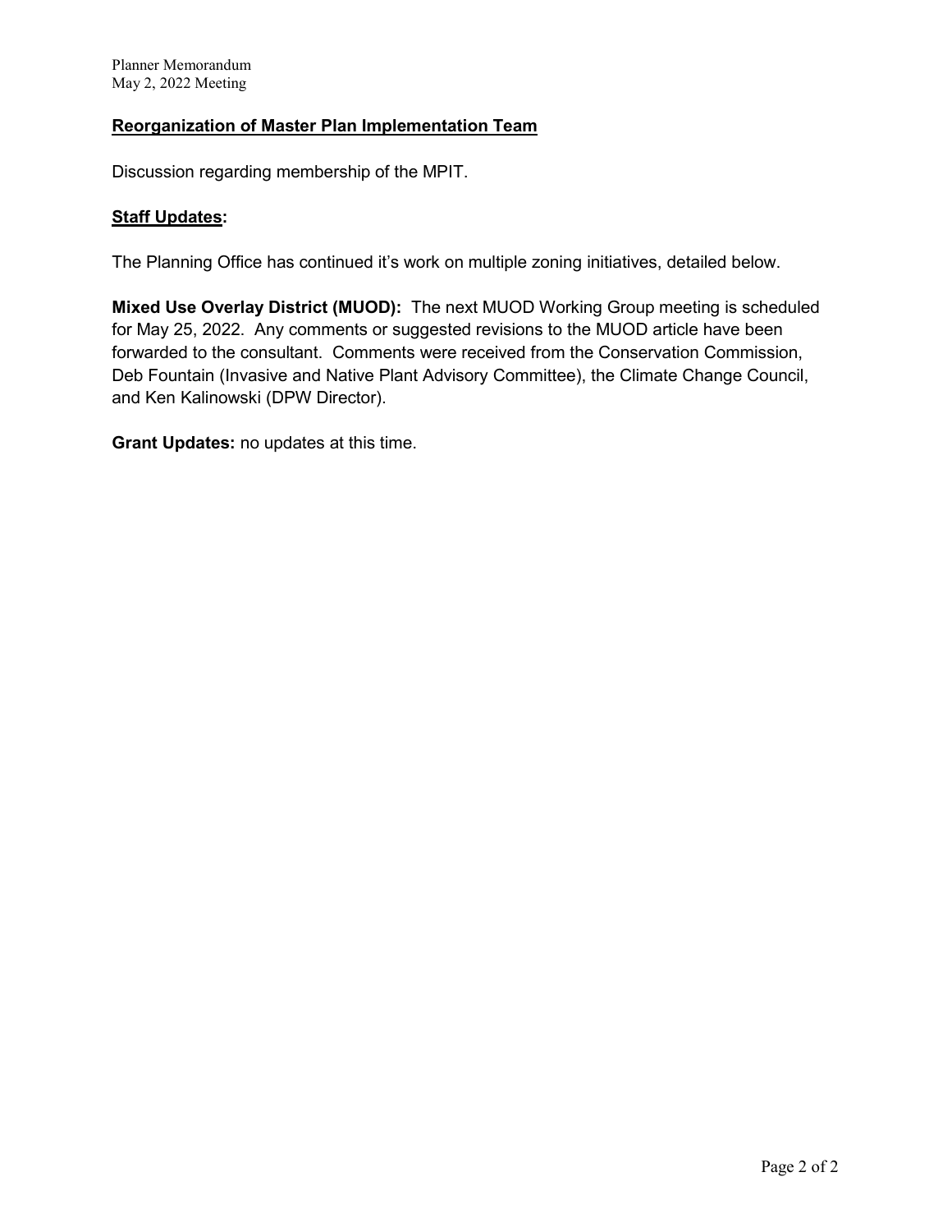**Reorganization of Master Plan Implementation Team**

Discussion regarding membership of the MPIT.

**Staff Updates:**

The Planning Office has continued it's work on multiple zoning initiatives, detailed below.

**Mixed Use Overlay District (MUOD):** The next MUOD Working Group meeting is scheduled for May 25, 2022. Any comments or suggested revisions to the MUOD article have been forwarded to the consultant. Comments were received from the Conservation Commission, Deb Fountain (Invasive and Native Plant Advisory Committee), the Climate Change Council, and Ken Kalinowski (DPW Director).

**Grant Updates:** no updates at this time.